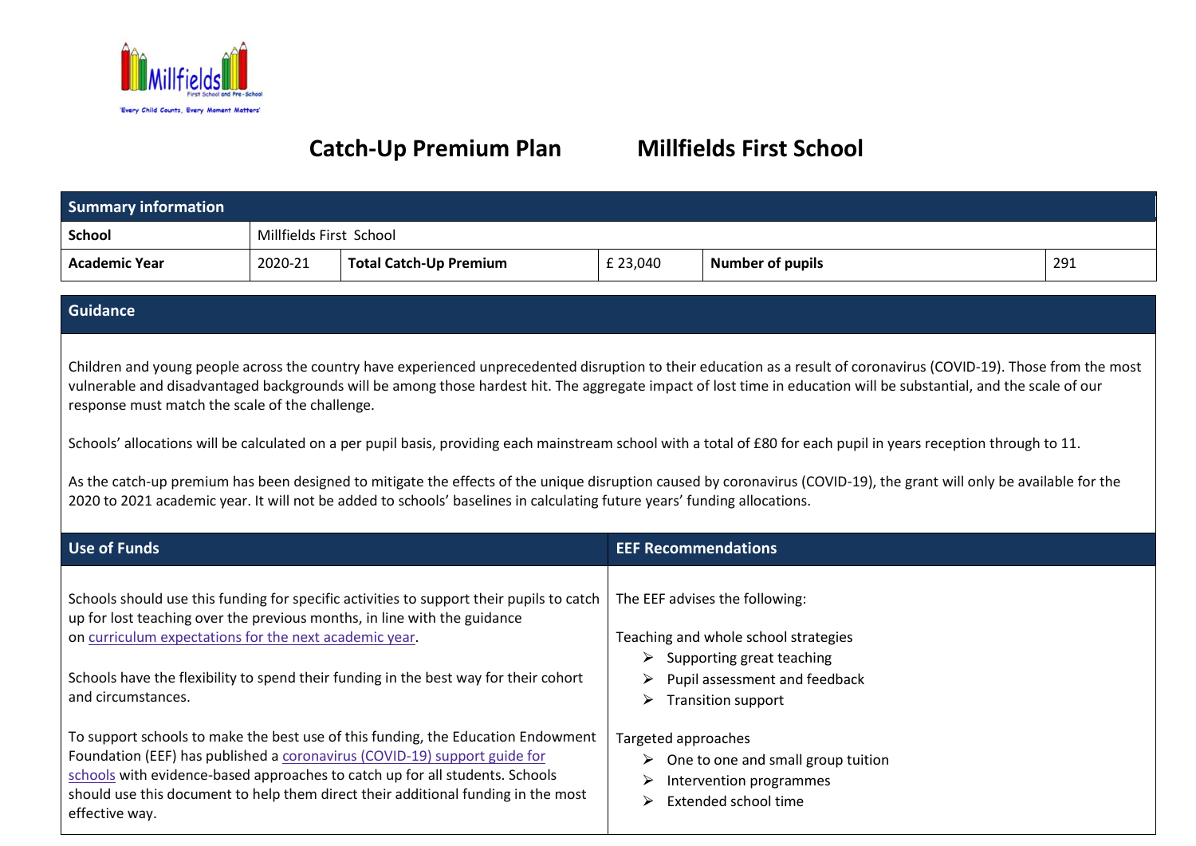Millfields First School and Pre-School

'Every Child Counts, Every Moment Matters'

# Catch-Up Premium Plan  Millfields First School

| Summary information | | | | | |
|---|---|---|---|---|---|
| **School** | Millfields First School | | | | |
| **Academic Year** | 2020-21 | **Total Catch-Up Premium** | £ 23,040 | **Number of pupils** | 291 |

## Guidance

Children and young people across the country have experienced unprecedented disruption to their education as a result of coronavirus (COVID-19). Those from the most vulnerable and disadvantaged backgrounds will be among those hardest hit. The aggregate impact of lost time in education will be substantial, and the scale of our response must match the scale of the challenge.

Schools' allocations will be calculated on a per pupil basis, providing each mainstream school with a total of £80 for each pupil in years reception through to 11.

As the catch-up premium has been designed to mitigate the effects of the unique disruption caused by coronavirus (COVID-19), the grant will only be available for the 2020 to 2021 academic year. It will not be added to schools' baselines in calculating future years' funding allocations.

## Use of Funds

Schools should use this funding for specific activities to support their pupils to catch up for lost teaching over the previous months, in line with the guidance on [curriculum expectations for the next academic year](#).

Schools have the flexibility to spend their funding in the best way for their cohort and circumstances.

To support schools to make the best use of this funding, the Education Endowment Foundation (EEF) has published a [coronavirus (COVID-19) support guide for schools](#) with evidence-based approaches to catch up for all students. Schools should use this document to help them direct their additional funding in the most effective way.

## EEF Recommendations

The EEF advises the following:

Teaching and whole school strategies

- Supporting great teaching
- Pupil assessment and feedback
- Transition support

Targeted approaches

- One to one and small group tuition
- Intervention programmes
- Extended school time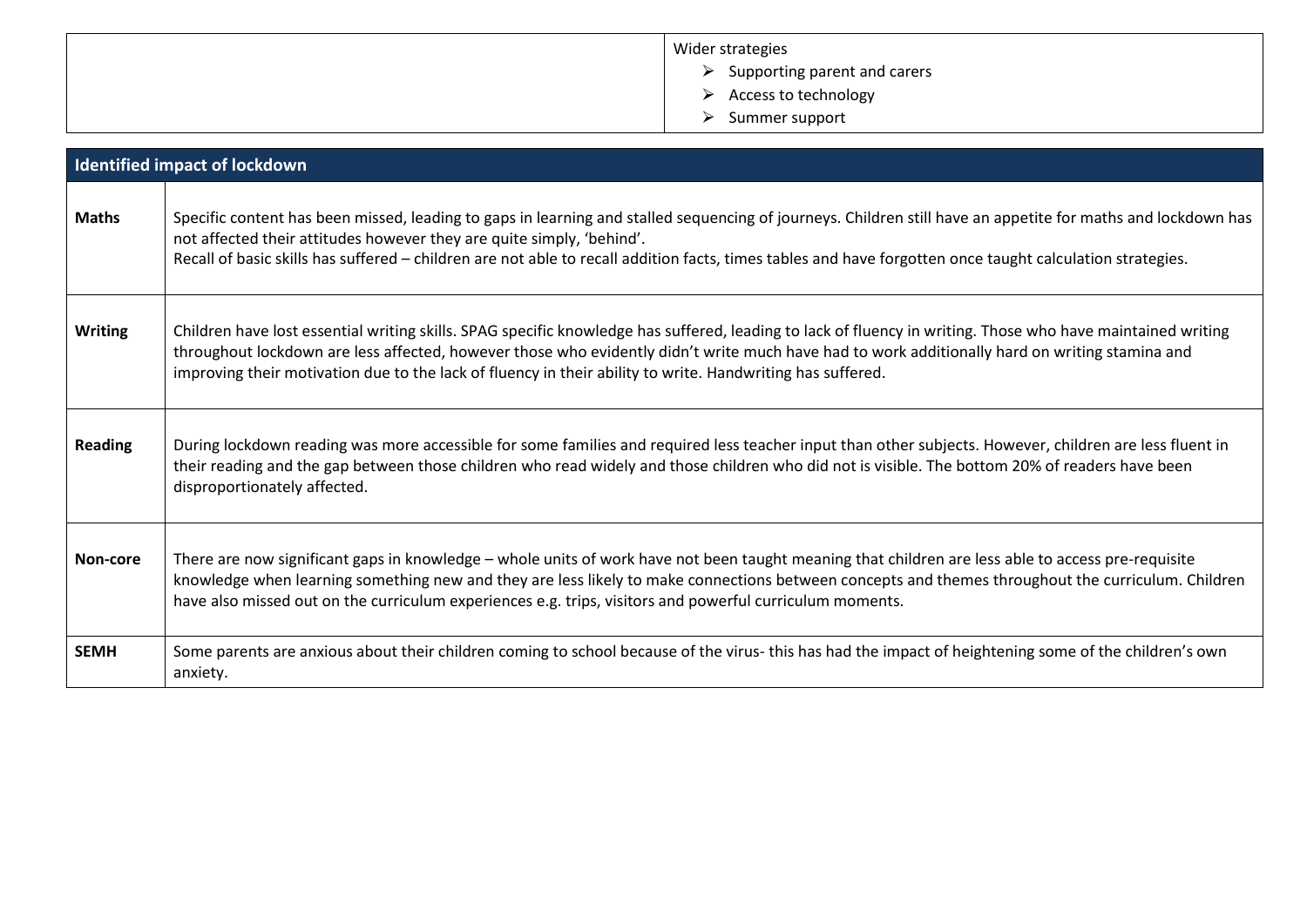| | Wider strategies<br>➢ Supporting parent and carers<br>➢ Access to technology<br>➢ Summer support |
|---|---|

| Identified impact of lockdown | |
|---|---|
| **Maths** | Specific content has been missed, leading to gaps in learning and stalled sequencing of journeys. Children still have an appetite for maths and lockdown has not affected their attitudes however they are quite simply, 'behind'.<br>Recall of basic skills has suffered – children are not able to recall addition facts, times tables and have forgotten once taught calculation strategies. |
| **Writing** | Children have lost essential writing skills. SPAG specific knowledge has suffered, leading to lack of fluency in writing. Those who have maintained writing throughout lockdown are less affected, however those who evidently didn't write much have had to work additionally hard on writing stamina and improving their motivation due to the lack of fluency in their ability to write. Handwriting has suffered. |
| **Reading** | During lockdown reading was more accessible for some families and required less teacher input than other subjects. However, children are less fluent in their reading and the gap between those children who read widely and those children who did not is visible. The bottom 20% of readers have been disproportionately affected. |
| **Non-core** | There are now significant gaps in knowledge – whole units of work have not been taught meaning that children are less able to access pre-requisite knowledge when learning something new and they are less likely to make connections between concepts and themes throughout the curriculum. Children have also missed out on the curriculum experiences e.g. trips, visitors and powerful curriculum moments. |
| **SEMH** | Some parents are anxious about their children coming to school because of the virus- this has had the impact of heightening some of the children's own anxiety. |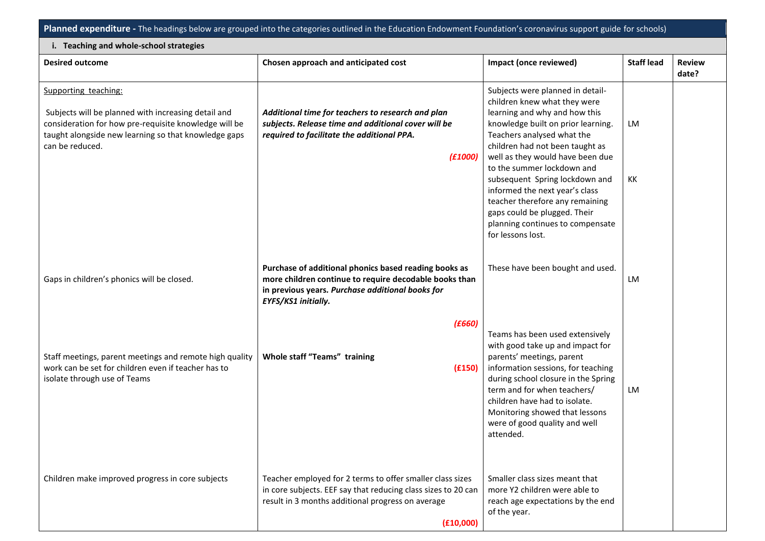| **Planned expenditure -** The headings below are grouped into the categories outlined in the Education Endowment Foundation's coronavirus support guide for schools) | | | | |
|---|---|---|---|---|
| **i. Teaching and whole-school strategies** | | | | |
| **Desired outcome** | **Chosen approach and anticipated cost** | **Impact (once reviewed)** | **Staff lead** | **Review date?** |
| Supporting teaching:<br><br>Subjects will be planned with increasing detail and consideration for how pre-requisite knowledge will be taught alongside new learning so that knowledge gaps can be reduced. | ***Additional time for teachers to research and plan subjects. Release time and additional cover will be required to facilitate the additional PPA.***<br><br>***(£1000)*** | Subjects were planned in detail- children knew what they were learning and why and how this knowledge built on prior learning. Teachers analysed what the children had not been taught as well as they would have been due to the summer lockdown and subsequent Spring lockdown and informed the next year's class teacher therefore any remaining gaps could be plugged. Their planning continues to compensate for lessons lost. | LM<br><br>KK | |
| Gaps in children's phonics will be closed. | **Purchase of additional phonics based reading books as more children continue to require decodable books than in previous years. *Purchase additional books for EYFS/KS1 initially.***<br><br>***(£660)*** | These have been bought and used. | LM | |
| Staff meetings, parent meetings and remote high quality work can be set for children even if teacher has to isolate through use of Teams | **Whole staff "Teams" training**<br><br>**(£150)** | Teams has been used extensively with good take up and impact for parents' meetings, parent information sessions, for teaching during school closure in the Spring term and for when teachers/ children have had to isolate. Monitoring showed that lessons were of good quality and well attended. | LM | |
| Children make improved progress in core subjects | Teacher employed for 2 terms to offer smaller class sizes in core subjects. EEF say that reducing class sizes to 20 can result in 3 months additional progress on average<br><br>**(£10,000)** | Smaller class sizes meant that more Y2 children were able to reach age expectations by the end of the year. | | |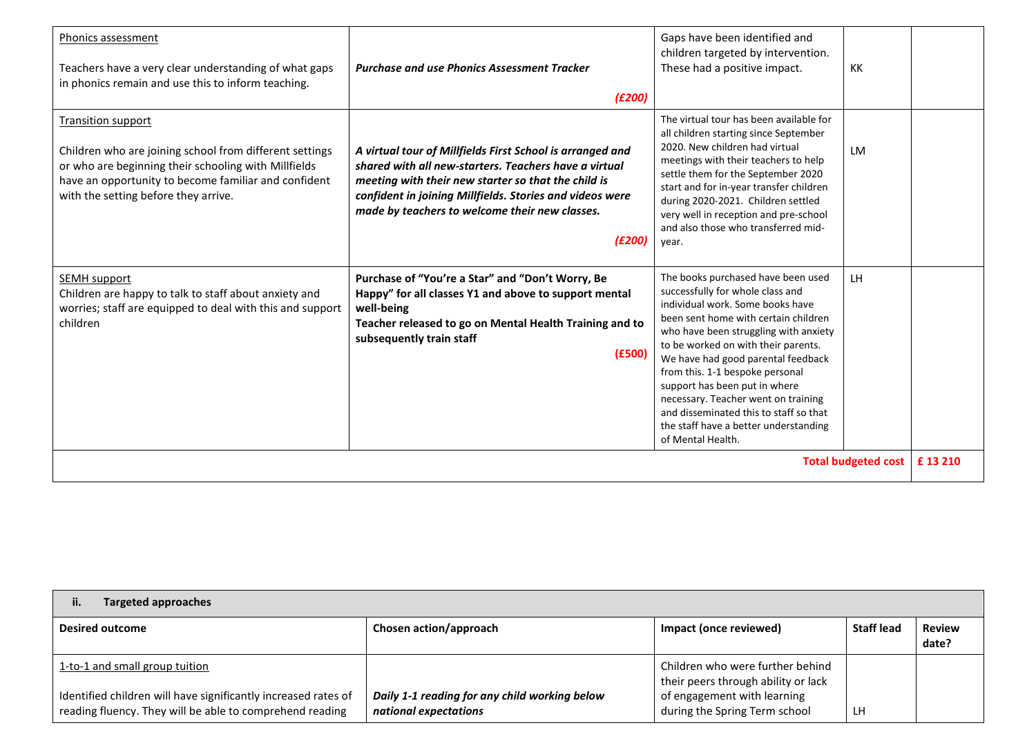| Desired outcome | Chosen action/approach | Impact (once reviewed) | Staff lead | Review date? |
|---|---|---|---|---|
| Phonics assessment<br><br>Teachers have a very clear understanding of what gaps in phonics remain and use this to inform teaching. | ***Purchase and use Phonics Assessment Tracker***<br><br>***(£200)*** | Gaps have been identified and children targeted by intervention. These had a positive impact. | KK | |
| Transition support<br><br>Children who are joining school from different settings or who are beginning their schooling with Millfields have an opportunity to become familiar and confident with the setting before they arrive. | ***A virtual tour of Millfields First School is arranged and shared with all new-starters. Teachers have a virtual meeting with their new starter so that the child is confident in joining Millfields. Stories and videos were made by teachers to welcome their new classes.***<br><br>***(£200)*** | The virtual tour has been available for all children starting since September 2020. New children had virtual meetings with their teachers to help settle them for the September 2020 start and for in-year transfer children during 2020-2021. Children settled very well in reception and pre-school and also those who transferred mid-year. | LM | |
| SEMH support<br>Children are happy to talk to staff about anxiety and worries; staff are equipped to deal with this and support children | **Purchase of "You're a Star" and "Don't Worry, Be Happy" for all classes Y1 and above to support mental well-being**<br>**Teacher released to go on Mental Health Training and to subsequently train staff**<br><br>**(£500)** | The books purchased have been used successfully for whole class and individual work. Some books have been sent home with certain children who have been struggling with anxiety to be worked on with their parents. We have had good parental feedback from this. 1-1 bespoke personal support has been put in where necessary. Teacher went on training and disseminated this to staff so that the staff have a better understanding of Mental Health. | LH | |
| | | | **Total budgeted cost** | **£ 13 210** |

| **ii. Targeted approaches** | | | | |
|---|---|---|---|---|
| **Desired outcome** | **Chosen action/approach** | **Impact (once reviewed)** | **Staff lead** | **Review date?** |
| 1-to-1 and small group tuition<br><br>Identified children will have significantly increased rates of reading fluency. They will be able to comprehend reading | ***Daily 1-1 reading for any child working below national expectations*** | Children who were further behind their peers through ability or lack of engagement with learning during the Spring Term school | LH | |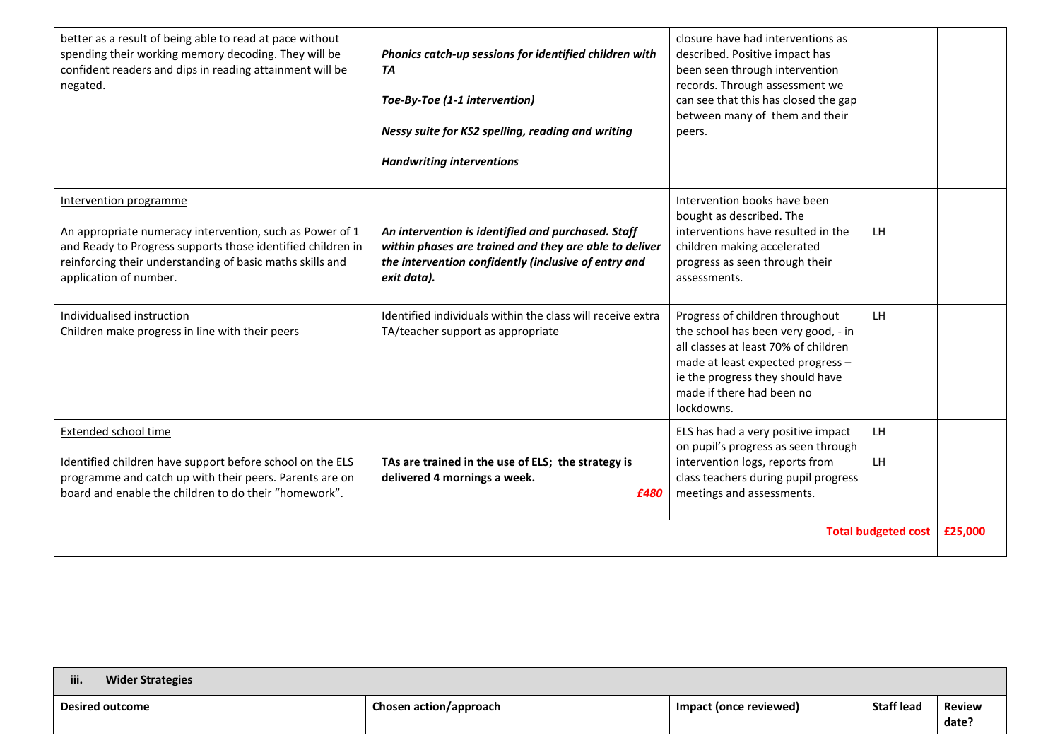| | | | | |
|---|---|---|---|---|
| better as a result of being able to read at pace without spending their working memory decoding. They will be confident readers and dips in reading attainment will be negated. | ***Phonics catch-up sessions for identified children with TA***<br><br>***Toe-By-Toe (1-1 intervention)***<br><br>***Nessy suite for KS2 spelling, reading and writing***<br><br>***Handwriting interventions*** | closure have had interventions as described. Positive impact has been seen through intervention records. Through assessment we can see that this has closed the gap between many of them and their peers. | | |
| Intervention programme<br><br>An appropriate numeracy intervention, such as Power of 1 and Ready to Progress supports those identified children in reinforcing their understanding of basic maths skills and application of number. | ***An intervention is identified and purchased. Staff within phases are trained and they are able to deliver the intervention confidently (inclusive of entry and exit data).*** | Intervention books have been bought as described. The interventions have resulted in the children making accelerated progress as seen through their assessments. | LH | |
| Individualised instruction<br>Children make progress in line with their peers | Identified individuals within the class will receive extra TA/teacher support as appropriate | Progress of children throughout the school has been very good, - in all classes at least 70% of children made at least expected progress – ie the progress they should have made if there had been no lockdowns. | LH | |
| Extended school time<br><br>Identified children have support before school on the ELS programme and catch up with their peers. Parents are on board and enable the children to do their "homework". | **TAs are trained in the use of ELS; the strategy is delivered 4 mornings a week.**<br><br>***£480*** | ELS has had a very positive impact on pupil's progress as seen through intervention logs, reports from class teachers during pupil progress meetings and assessments. | LH<br><br>LH | |
| | | | **Total budgeted cost** | **£25,000** |

| **iii. Wider Strategies** | | | | |
|---|---|---|---|---|
| **Desired outcome** | **Chosen action/approach** | **Impact (once reviewed)** | **Staff lead** | **Review date?** |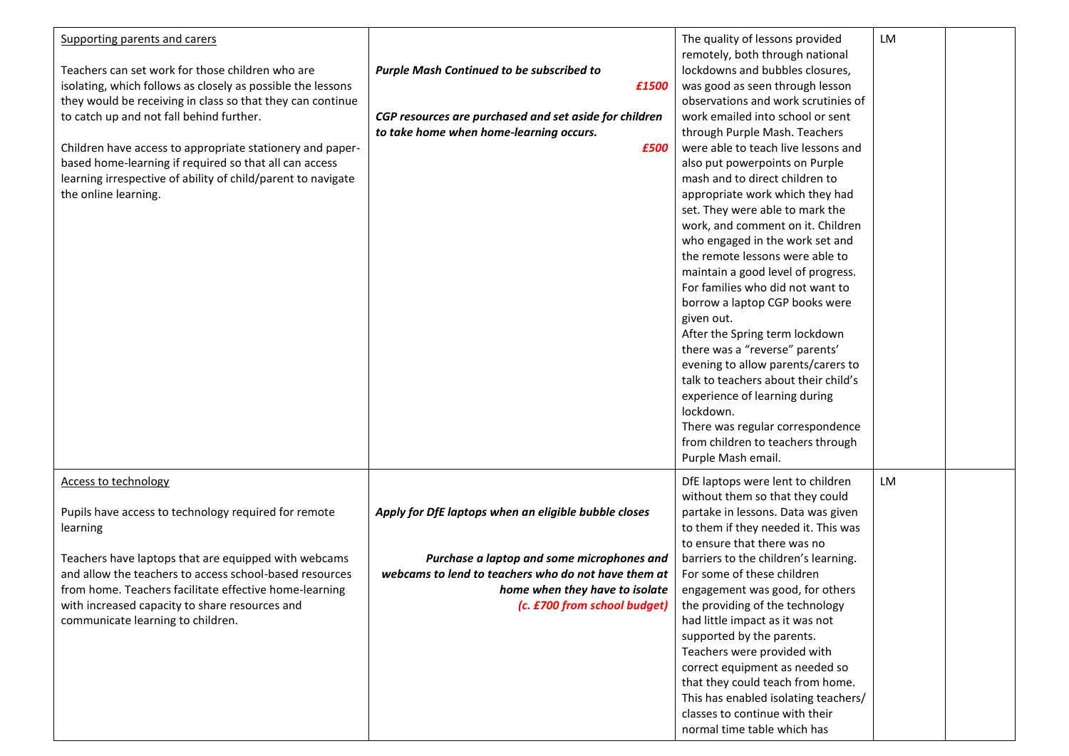| | | | | |
|---|---|---|---|---|
| <u>Supporting parents and carers</u><br><br>Teachers can set work for those children who are isolating, which follows as closely as possible the lessons they would be receiving in class so that they can continue to catch up and not fall behind further.<br><br>Children have access to appropriate stationery and paper-based home-learning if required so that all can access learning irrespective of ability of child/parent to navigate the online learning. | ***Purple Mash Continued to be subscribed to***<br>***£1500***<br><br>***CGP resources are purchased and set aside for children to take home when home-learning occurs.***<br>***£500*** | The quality of lessons provided remotely, both through national lockdowns and bubbles closures, was good as seen through lesson observations and work scrutinies of work emailed into school or sent through Purple Mash. Teachers were able to teach live lessons and also put powerpoints on Purple mash and to direct children to appropriate work which they had set. They were able to mark the work, and comment on it. Children who engaged in the work set and the remote lessons were able to maintain a good level of progress. For families who did not want to borrow a laptop CGP books were given out.<br>After the Spring term lockdown there was a "reverse" parents' evening to allow parents/carers to talk to teachers about their child's experience of learning during lockdown.<br>There was regular correspondence from children to teachers through Purple Mash email. | LM | |
| <u>Access to technology</u><br><br>Pupils have access to technology required for remote learning<br><br>Teachers have laptops that are equipped with webcams and allow the teachers to access school-based resources from home. Teachers facilitate effective home-learning with increased capacity to share resources and communicate learning to children. | ***Apply for DfE laptops when an eligible bubble closes***<br><br>***Purchase a laptop and some microphones and webcams to lend to teachers who do not have them at home when they have to isolate***<br>***(c. £700 from school budget)*** | DfE laptops were lent to children without them so that they could partake in lessons. Data was given to them if they needed it. This was to ensure that there was no barriers to the children's learning. For some of these children engagement was good, for others the providing of the technology had little impact as it was not supported by the parents.<br>Teachers were provided with correct equipment as needed so that they could teach from home. This has enabled isolating teachers/ classes to continue with their normal time table which has | LM | |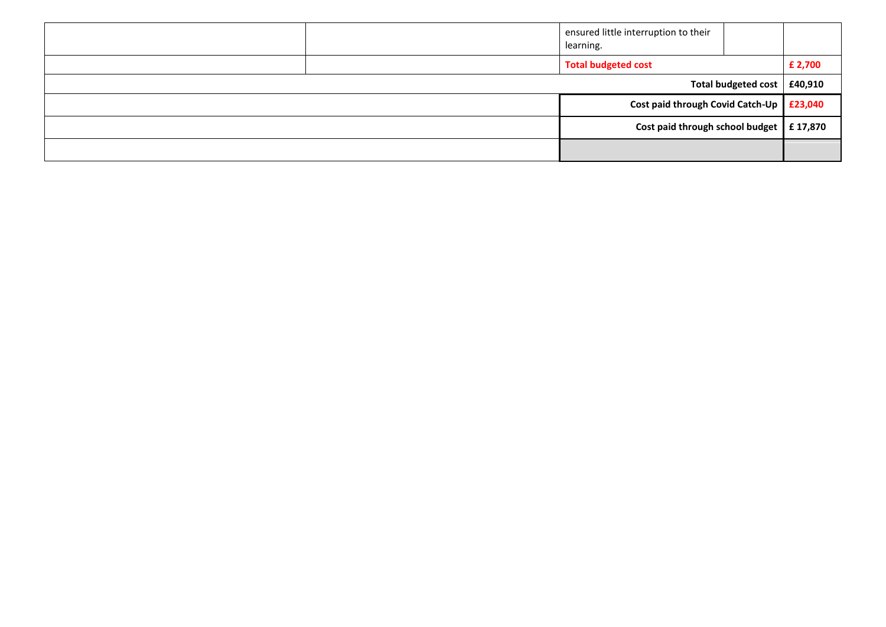| | | | | |
|---|---|---|---|---|
| | | ensured little interruption to their learning. | | |
| | | **Total budgeted cost** | | **£ 2,700** |
| | | | **Total budgeted cost** | **£40,910** |
| | | | **Cost paid through Covid Catch-Up** | **£23,040** |
| | | | **Cost paid through school budget** | **£ 17,870** |
| | | | | |